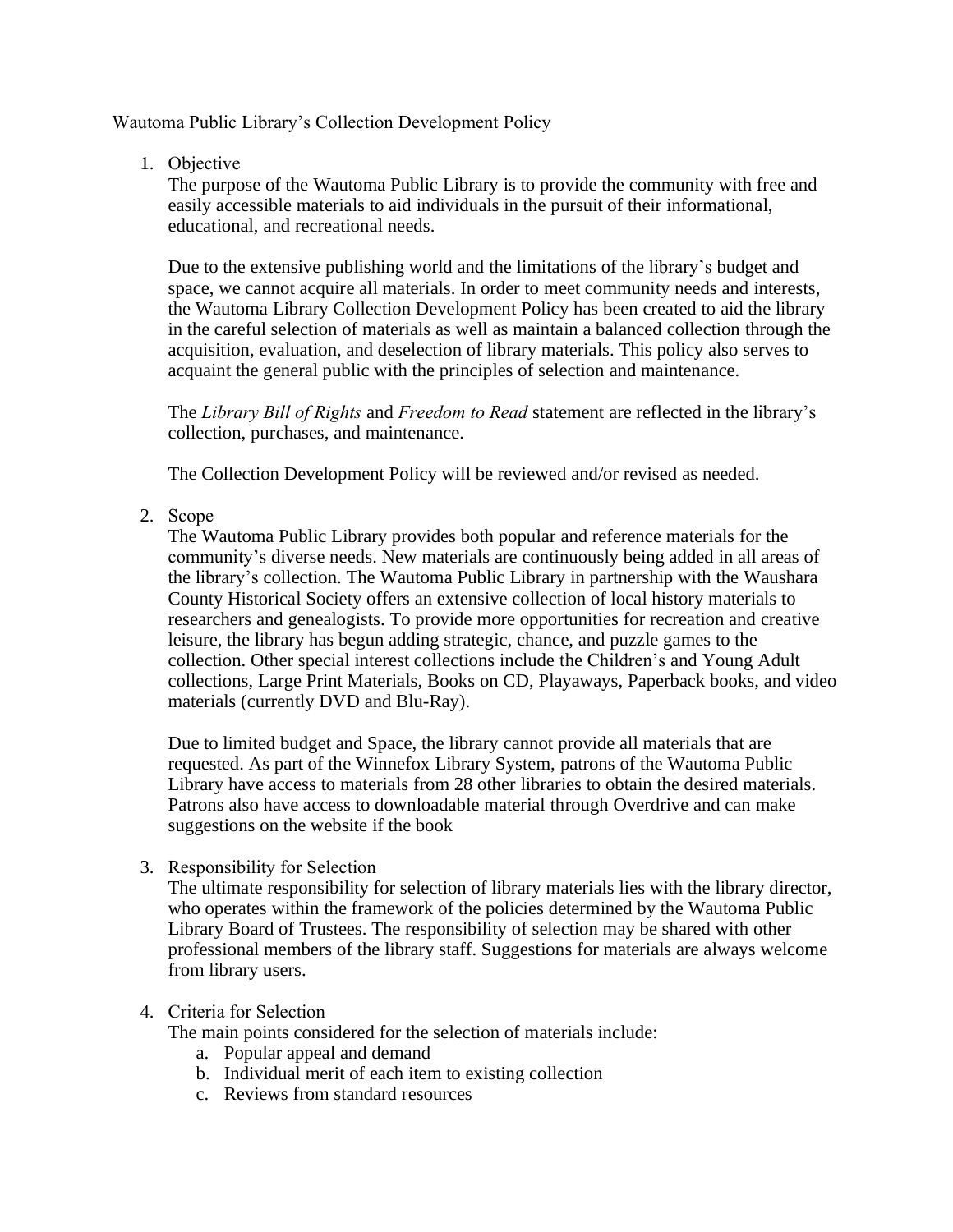# Wautoma Public Library's Collection Development Policy

1. Objective

   The purpose of the Wautoma Public Library is to provide the community with free and easily accessible materials to aid individuals in the pursuit of their informational, educational, and recreational needs.

   Due to the extensive publishing world and the limitations of the library's budget and space, we cannot acquire all materials. In order to meet community needs and interests, the Wautoma Library Collection Development Policy has been created to aid the library in the careful selection of materials as well as maintain a balanced collection through the acquisition, evaluation, and deselection of library materials. This policy also serves to acquaint the general public with the principles of selection and maintenance.

   The *Library Bill of Rights* and *Freedom to Read* statement are reflected in the library's collection, purchases, and maintenance.

   The Collection Development Policy will be reviewed and/or revised as needed.

2. Scope

   The Wautoma Public Library provides both popular and reference materials for the community's diverse needs. New materials are continuously being added in all areas of the library's collection. The Wautoma Public Library in partnership with the Waushara County Historical Society offers an extensive collection of local history materials to researchers and genealogists. To provide more opportunities for recreation and creative leisure, the library has begun adding strategic, chance, and puzzle games to the collection. Other special interest collections include the Children's and Young Adult collections, Large Print Materials, Books on CD, Playaways, Paperback books, and video materials (currently DVD and Blu-Ray).

   Due to limited budget and Space, the library cannot provide all materials that are requested. As part of the Winnefox Library System, patrons of the Wautoma Public Library have access to materials from 28 other libraries to obtain the desired materials. Patrons also have access to downloadable material through Overdrive and can make suggestions on the website if the book

3. Responsibility for Selection

   The ultimate responsibility for selection of library materials lies with the library director, who operates within the framework of the policies determined by the Wautoma Public Library Board of Trustees. The responsibility of selection may be shared with other professional members of the library staff. Suggestions for materials are always welcome from library users.

4. Criteria for Selection

   The main points considered for the selection of materials include:

   a. Popular appeal and demand
   b. Individual merit of each item to existing collection
   c. Reviews from standard resources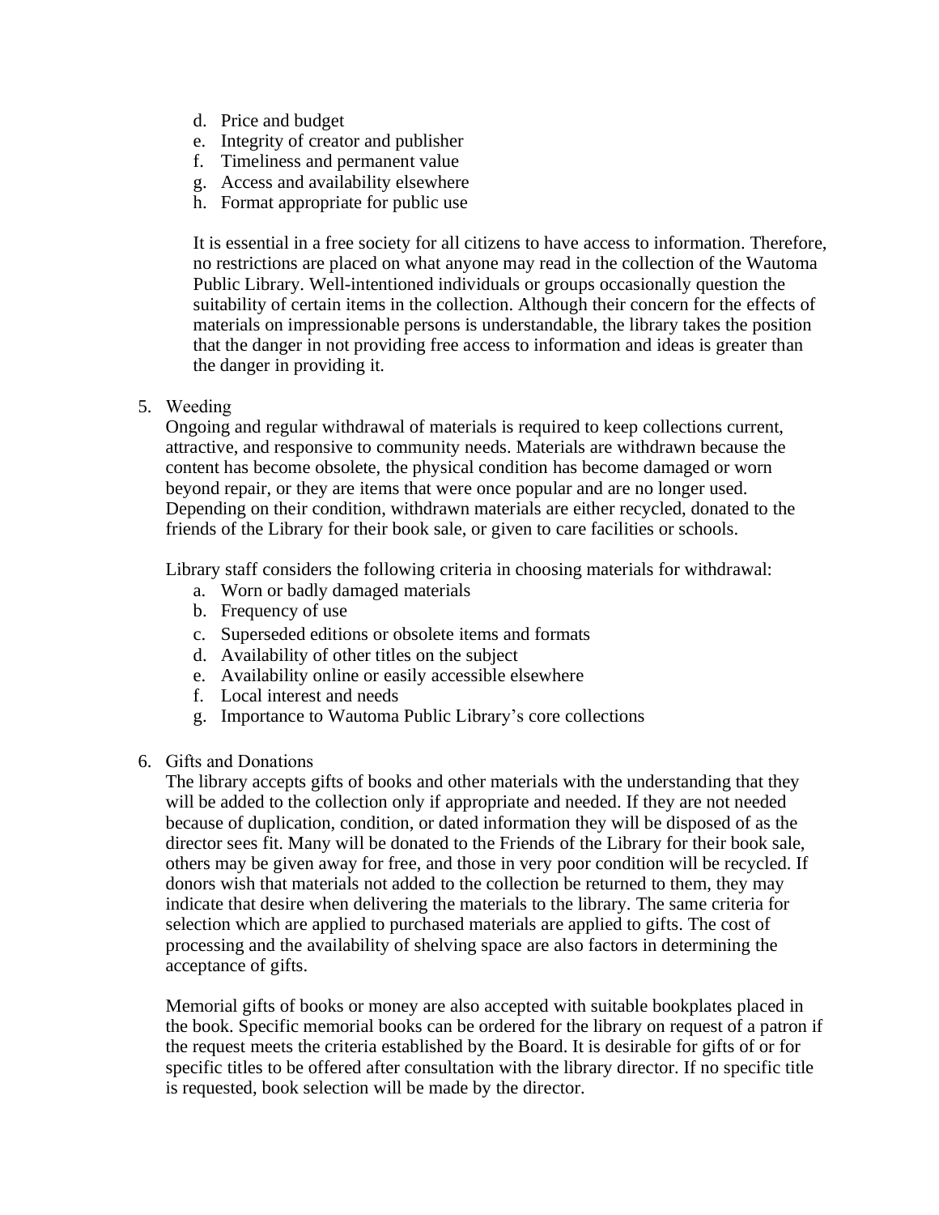d. Price and budget
e. Integrity of creator and publisher
f. Timeliness and permanent value
g. Access and availability elsewhere
h. Format appropriate for public use

It is essential in a free society for all citizens to have access to information. Therefore, no restrictions are placed on what anyone may read in the collection of the Wautoma Public Library. Well-intentioned individuals or groups occasionally question the suitability of certain items in the collection. Although their concern for the effects of materials on impressionable persons is understandable, the library takes the position that the danger in not providing free access to information and ideas is greater than the danger in providing it.

5. Weeding

Ongoing and regular withdrawal of materials is required to keep collections current, attractive, and responsive to community needs. Materials are withdrawn because the content has become obsolete, the physical condition has become damaged or worn beyond repair, or they are items that were once popular and are no longer used. Depending on their condition, withdrawn materials are either recycled, donated to the friends of the Library for their book sale, or given to care facilities or schools.

Library staff considers the following criteria in choosing materials for withdrawal:

a. Worn or badly damaged materials
b. Frequency of use
c. Superseded editions or obsolete items and formats
d. Availability of other titles on the subject
e. Availability online or easily accessible elsewhere
f. Local interest and needs
g. Importance to Wautoma Public Library's core collections

6. Gifts and Donations

The library accepts gifts of books and other materials with the understanding that they will be added to the collection only if appropriate and needed. If they are not needed because of duplication, condition, or dated information they will be disposed of as the director sees fit. Many will be donated to the Friends of the Library for their book sale, others may be given away for free, and those in very poor condition will be recycled. If donors wish that materials not added to the collection be returned to them, they may indicate that desire when delivering the materials to the library. The same criteria for selection which are applied to purchased materials are applied to gifts. The cost of processing and the availability of shelving space are also factors in determining the acceptance of gifts.

Memorial gifts of books or money are also accepted with suitable bookplates placed in the book. Specific memorial books can be ordered for the library on request of a patron if the request meets the criteria established by the Board. It is desirable for gifts of or for specific titles to be offered after consultation with the library director. If no specific title is requested, book selection will be made by the director.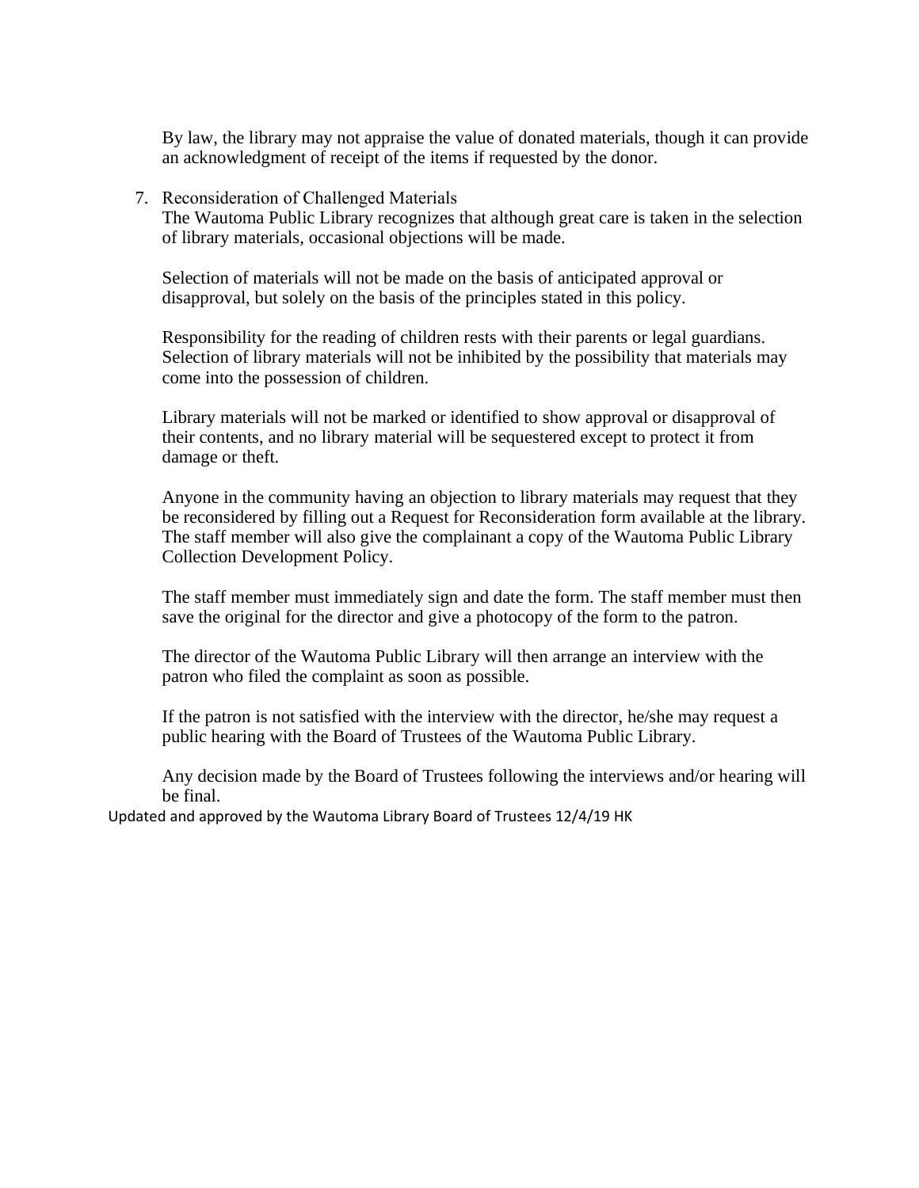By law, the library may not appraise the value of donated materials, though it can provide an acknowledgment of receipt of the items if requested by the donor.

7. Reconsideration of Challenged Materials

   The Wautoma Public Library recognizes that although great care is taken in the selection of library materials, occasional objections will be made.

   Selection of materials will not be made on the basis of anticipated approval or disapproval, but solely on the basis of the principles stated in this policy.

   Responsibility for the reading of children rests with their parents or legal guardians. Selection of library materials will not be inhibited by the possibility that materials may come into the possession of children.

   Library materials will not be marked or identified to show approval or disapproval of their contents, and no library material will be sequestered except to protect it from damage or theft.

   Anyone in the community having an objection to library materials may request that they be reconsidered by filling out a Request for Reconsideration form available at the library. The staff member will also give the complainant a copy of the Wautoma Public Library Collection Development Policy.

   The staff member must immediately sign and date the form. The staff member must then save the original for the director and give a photocopy of the form to the patron.

   The director of the Wautoma Public Library will then arrange an interview with the patron who filed the complaint as soon as possible.

   If the patron is not satisfied with the interview with the director, he/she may request a public hearing with the Board of Trustees of the Wautoma Public Library.

   Any decision made by the Board of Trustees following the interviews and/or hearing will be final.

Updated and approved by the Wautoma Library Board of Trustees 12/4/19 HK